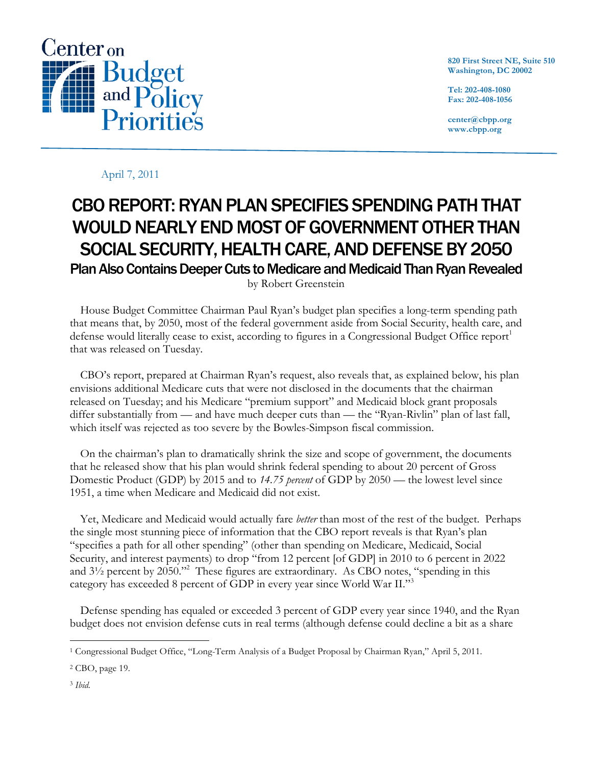Center on Budget and Policy Priorities

820 First Street NE, Suite 510
Washington, DC 20002

Tel: 202-408-1080
Fax: 202-408-1056

center@cbpp.org
www.cbpp.org

April 7, 2011

# CBO REPORT: RYAN PLAN SPECIFIES SPENDING PATH THAT WOULD NEARLY END MOST OF GOVERNMENT OTHER THAN SOCIAL SECURITY, HEALTH CARE, AND DEFENSE BY 2050

## Plan Also Contains Deeper Cuts to Medicare and Medicaid Than Ryan Revealed

by Robert Greenstein

House Budget Committee Chairman Paul Ryan's budget plan specifies a long-term spending path that means that, by 2050, most of the federal government aside from Social Security, health care, and defense would literally cease to exist, according to figures in a Congressional Budget Office report[1] that was released on Tuesday.

CBO's report, prepared at Chairman Ryan's request, also reveals that, as explained below, his plan envisions additional Medicare cuts that were not disclosed in the documents that the chairman released on Tuesday; and his Medicare "premium support" and Medicaid block grant proposals differ substantially from — and have much deeper cuts than — the "Ryan-Rivlin" plan of last fall, which itself was rejected as too severe by the Bowles-Simpson fiscal commission.

On the chairman's plan to dramatically shrink the size and scope of government, the documents that he released show that his plan would shrink federal spending to about 20 percent of Gross Domestic Product (GDP) by 2015 and to *14.75 percent* of GDP by 2050 — the lowest level since 1951, a time when Medicare and Medicaid did not exist.

Yet, Medicare and Medicaid would actually fare *better* than most of the rest of the budget. Perhaps the single most stunning piece of information that the CBO report reveals is that Ryan's plan "specifies a path for all other spending" (other than spending on Medicare, Medicaid, Social Security, and interest payments) to drop "from 12 percent [of GDP] in 2010 to 6 percent in 2022 and 3½ percent by 2050."[2] These figures are extraordinary. As CBO notes, "spending in this category has exceeded 8 percent of GDP in every year since World War II."[3]

Defense spending has equaled or exceeded 3 percent of GDP every year since 1940, and the Ryan budget does not envision defense cuts in real terms (although defense could decline a bit as a share

---

[1] Congressional Budget Office, "Long-Term Analysis of a Budget Proposal by Chairman Ryan," April 5, 2011.

[2] CBO, page 19.

[3] *Ibid.*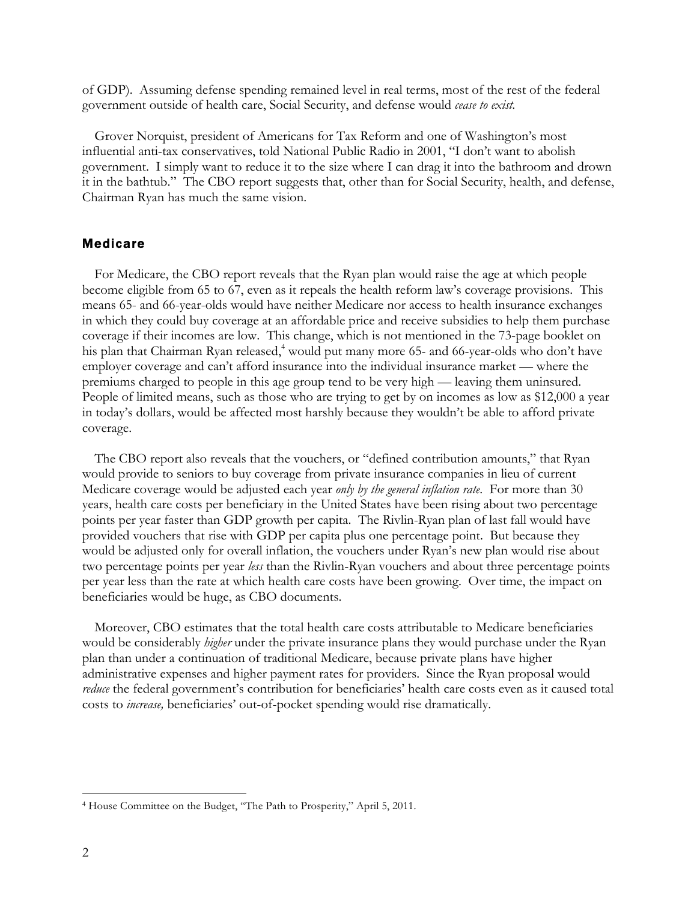of GDP). Assuming defense spending remained level in real terms, most of the rest of the federal government outside of health care, Social Security, and defense would *cease to exist.*

Grover Norquist, president of Americans for Tax Reform and one of Washington's most influential anti-tax conservatives, told National Public Radio in 2001, "I don't want to abolish government. I simply want to reduce it to the size where I can drag it into the bathroom and drown it in the bathtub." The CBO report suggests that, other than for Social Security, health, and defense, Chairman Ryan has much the same vision.

## Medicare

For Medicare, the CBO report reveals that the Ryan plan would raise the age at which people become eligible from 65 to 67, even as it repeals the health reform law's coverage provisions. This means 65- and 66-year-olds would have neither Medicare nor access to health insurance exchanges in which they could buy coverage at an affordable price and receive subsidies to help them purchase coverage if their incomes are low. This change, which is not mentioned in the 73-page booklet on his plan that Chairman Ryan released,[4] would put many more 65- and 66-year-olds who don't have employer coverage and can't afford insurance into the individual insurance market — where the premiums charged to people in this age group tend to be very high — leaving them uninsured. People of limited means, such as those who are trying to get by on incomes as low as $12,000 a year in today's dollars, would be affected most harshly because they wouldn't be able to afford private coverage.

The CBO report also reveals that the vouchers, or "defined contribution amounts," that Ryan would provide to seniors to buy coverage from private insurance companies in lieu of current Medicare coverage would be adjusted each year *only by the general inflation rate*. For more than 30 years, health care costs per beneficiary in the United States have been rising about two percentage points per year faster than GDP growth per capita. The Rivlin-Ryan plan of last fall would have provided vouchers that rise with GDP per capita plus one percentage point. But because they would be adjusted only for overall inflation, the vouchers under Ryan's new plan would rise about two percentage points per year *less* than the Rivlin-Ryan vouchers and about three percentage points per year less than the rate at which health care costs have been growing. Over time, the impact on beneficiaries would be huge, as CBO documents.

Moreover, CBO estimates that the total health care costs attributable to Medicare beneficiaries would be considerably *higher* under the private insurance plans they would purchase under the Ryan plan than under a continuation of traditional Medicare, because private plans have higher administrative expenses and higher payment rates for providers. Since the Ryan proposal would *reduce* the federal government's contribution for beneficiaries' health care costs even as it caused total costs to *increase,* beneficiaries' out-of-pocket spending would rise dramatically.

[4] House Committee on the Budget, "The Path to Prosperity," April 5, 2011.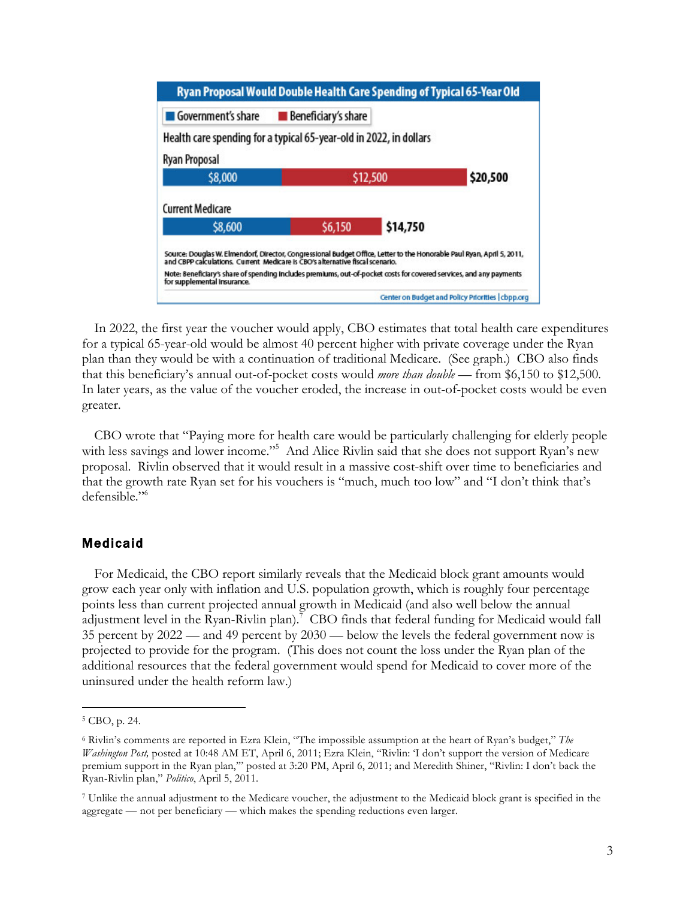**Ryan Proposal Would Double Health Care Spending of Typical 65-Year Old**

Government's share | Beneficiary's share

Health care spending for a typical 65-year-old in 2022, in dollars

| | Government's share | Beneficiary's share | Total |
|---|---|---|---|
| Ryan Proposal | $8,000 | $12,500 | $20,500 |
| Current Medicare | $8,600 | $6,150 | $14,750 |

Source: Douglas W. Elmendorf, Director, Congressional Budget Office, Letter to the Honorable Paul Ryan, April 5, 2011, and CBPP calculations. Current Medicare is CBO's alternative fiscal scenario.

Note: Beneficiary's share of spending includes premiums, out-of-pocket costs for covered services, and any payments for supplemental insurance.

Center on Budget and Policy Priorities | cbpp.org

In 2022, the first year the voucher would apply, CBO estimates that total health care expenditures for a typical 65-year-old would be almost 40 percent higher with private coverage under the Ryan plan than they would be with a continuation of traditional Medicare. (See graph.) CBO also finds that this beneficiary's annual out-of-pocket costs would *more than double* — from $6,150 to $12,500. In later years, as the value of the voucher eroded, the increase in out-of-pocket costs would be even greater.

CBO wrote that "Paying more for health care would be particularly challenging for elderly people with less savings and lower income."[5] And Alice Rivlin said that she does not support Ryan's new proposal. Rivlin observed that it would result in a massive cost-shift over time to beneficiaries and that the growth rate Ryan set for his vouchers is "much, much too low" and "I don't think that's defensible."[6]

## Medicaid

For Medicaid, the CBO report similarly reveals that the Medicaid block grant amounts would grow each year only with inflation and U.S. population growth, which is roughly four percentage points less than current projected annual growth in Medicaid (and also well below the annual adjustment level in the Ryan-Rivlin plan).[7] CBO finds that federal funding for Medicaid would fall 35 percent by 2022 — and 49 percent by 2030 — below the levels the federal government now is projected to provide for the program. (This does not count the loss under the Ryan plan of the additional resources that the federal government would spend for Medicaid to cover more of the uninsured under the health reform law.)

---

[5] CBO, p. 24.

[6] Rivlin's comments are reported in Ezra Klein, "The impossible assumption at the heart of Ryan's budget," *The Washington Post,* posted at 10:48 AM ET, April 6, 2011; Ezra Klein, "Rivlin: 'I don't support the version of Medicare premium support in the Ryan plan,'" posted at 3:20 PM, April 6, 2011; and Meredith Shiner, "Rivlin: I don't back the Ryan-Rivlin plan," *Politico*, April 5, 2011.

[7] Unlike the annual adjustment to the Medicare voucher, the adjustment to the Medicaid block grant is specified in the aggregate — not per beneficiary — which makes the spending reductions even larger.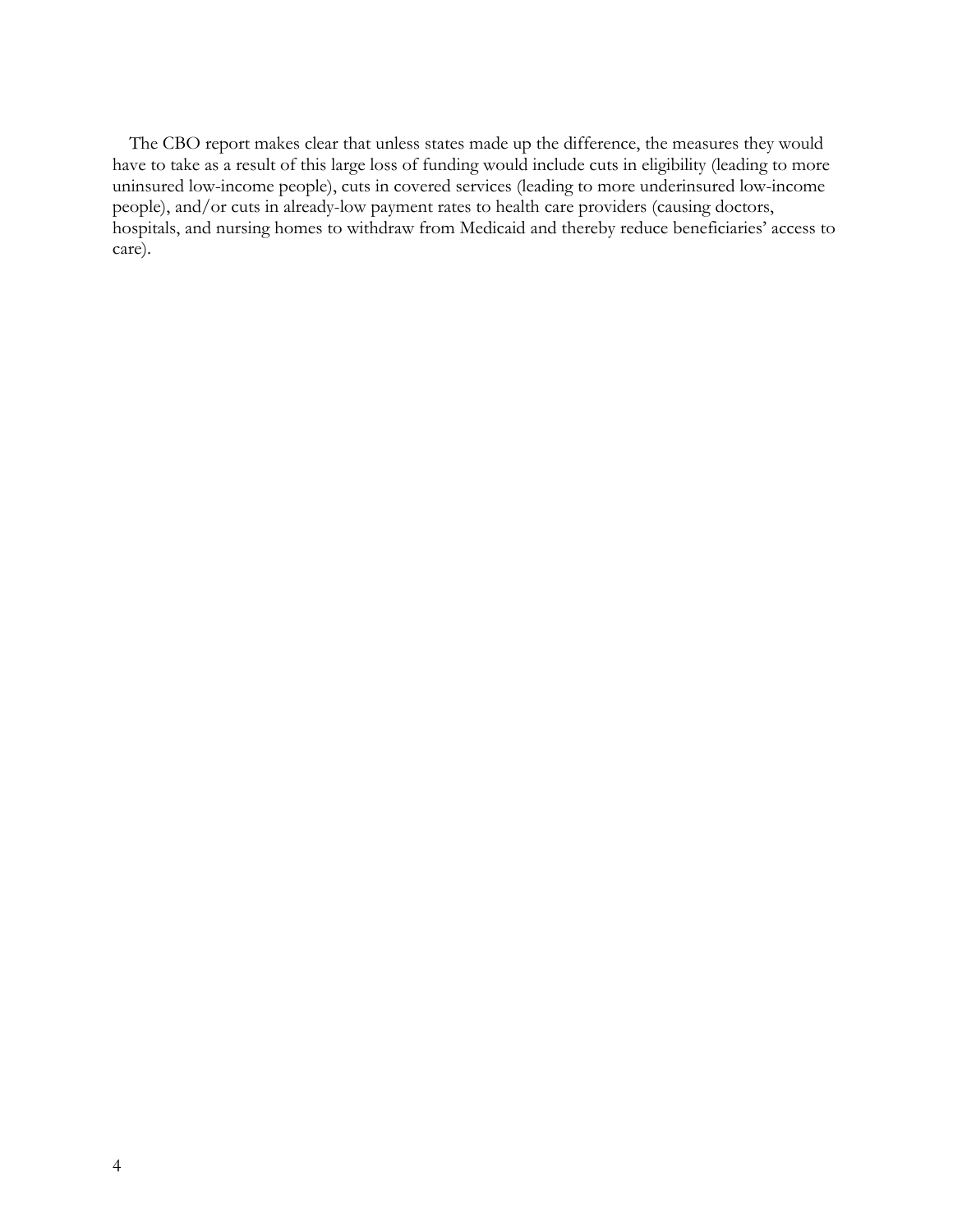The CBO report makes clear that unless states made up the difference, the measures they would have to take as a result of this large loss of funding would include cuts in eligibility (leading to more uninsured low-income people), cuts in covered services (leading to more underinsured low-income people), and/or cuts in already-low payment rates to health care providers (causing doctors, hospitals, and nursing homes to withdraw from Medicaid and thereby reduce beneficiaries' access to care).